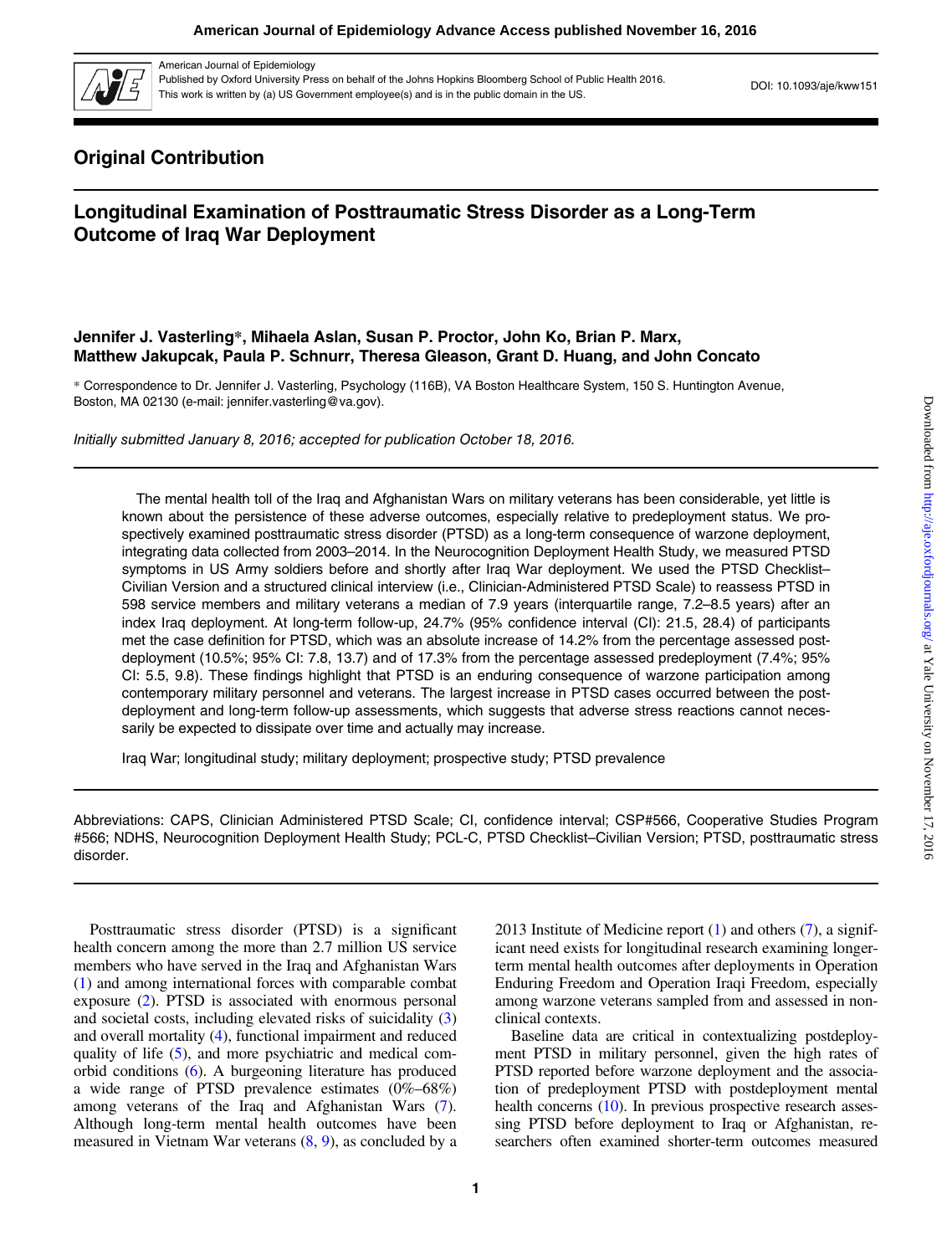## Original Contribution

# Longitudinal Examination of Posttraumatic Stress Disorder as a Long-Term Outcome of Iraq War Deployment

**Jennifer J. Vasterling\*, Mihaela Aslan, Susan P. Proctor, John Ko, Brian P. Marx, Matthew Jakupcak, Paula P. Schnurr, Theresa Gleason, Grant D. Huang, and John Concato**

\* Correspondence to Dr. Jennifer J. Vasterling, Psychology (116B), VA Boston Healthcare System, 150 S. Huntington Avenue, Boston, MA 02130 (e-mail: jennifer.vasterling@va.gov).

*Initially submitted January 8, 2016; accepted for publication October 18, 2016.*

The mental health toll of the Iraq and Afghanistan Wars on military veterans has been considerable, yet little is known about the persistence of these adverse outcomes, especially relative to predeployment status. We prospectively examined posttraumatic stress disorder (PTSD) as a long-term consequence of warzone deployment, integrating data collected from 2003–2014. In the Neurocognition Deployment Health Study, we measured PTSD symptoms in US Army soldiers before and shortly after Iraq War deployment. We used the PTSD Checklist–Civilian Version and a structured clinical interview (i.e., Clinician-Administered PTSD Scale) to reassess PTSD in 598 service members and military veterans a median of 7.9 years (interquartile range, 7.2–8.5 years) after an index Iraq deployment. At long-term follow-up, 24.7% (95% confidence interval (CI): 21.5, 28.4) of participants met the case definition for PTSD, which was an absolute increase of 14.2% from the percentage assessed postdeployment (10.5%; 95% CI: 7.8, 13.7) and of 17.3% from the percentage assessed predeployment (7.4%; 95% CI: 5.5, 9.8). These findings highlight that PTSD is an enduring consequence of warzone participation among contemporary military personnel and veterans. The largest increase in PTSD cases occurred between the postdeployment and long-term follow-up assessments, which suggests that adverse stress reactions cannot necessarily be expected to dissipate over time and actually may increase.

Iraq War; longitudinal study; military deployment; prospective study; PTSD prevalence

Abbreviations: CAPS, Clinician Administered PTSD Scale; CI, confidence interval; CSP#566, Cooperative Studies Program #566; NDHS, Neurocognition Deployment Health Study; PCL-C, PTSD Checklist–Civilian Version; PTSD, posttraumatic stress disorder.

Posttraumatic stress disorder (PTSD) is a significant health concern among the more than 2.7 million US service members who have served in the Iraq and Afghanistan Wars (1) and among international forces with comparable combat exposure (2). PTSD is associated with enormous personal and societal costs, including elevated risks of suicidality (3) and overall mortality (4), functional impairment and reduced quality of life (5), and more psychiatric and medical comorbid conditions (6). A burgeoning literature has produced a wide range of PTSD prevalence estimates (0%–68%) among veterans of the Iraq and Afghanistan Wars (7). Although long-term mental health outcomes have been measured in Vietnam War veterans (8, 9), as concluded by a 2013 Institute of Medicine report (1) and others (7), a significant need exists for longitudinal research examining longer-term mental health outcomes after deployments in Operation Enduring Freedom and Operation Iraqi Freedom, especially among warzone veterans sampled from and assessed in nonclinical contexts.

Baseline data are critical in contextualizing postdeployment PTSD in military personnel, given the high rates of PTSD reported before warzone deployment and the association of predeployment PTSD with postdeployment mental health concerns (10). In previous prospective research assessing PTSD before deployment to Iraq or Afghanistan, researchers often examined shorter-term outcomes measured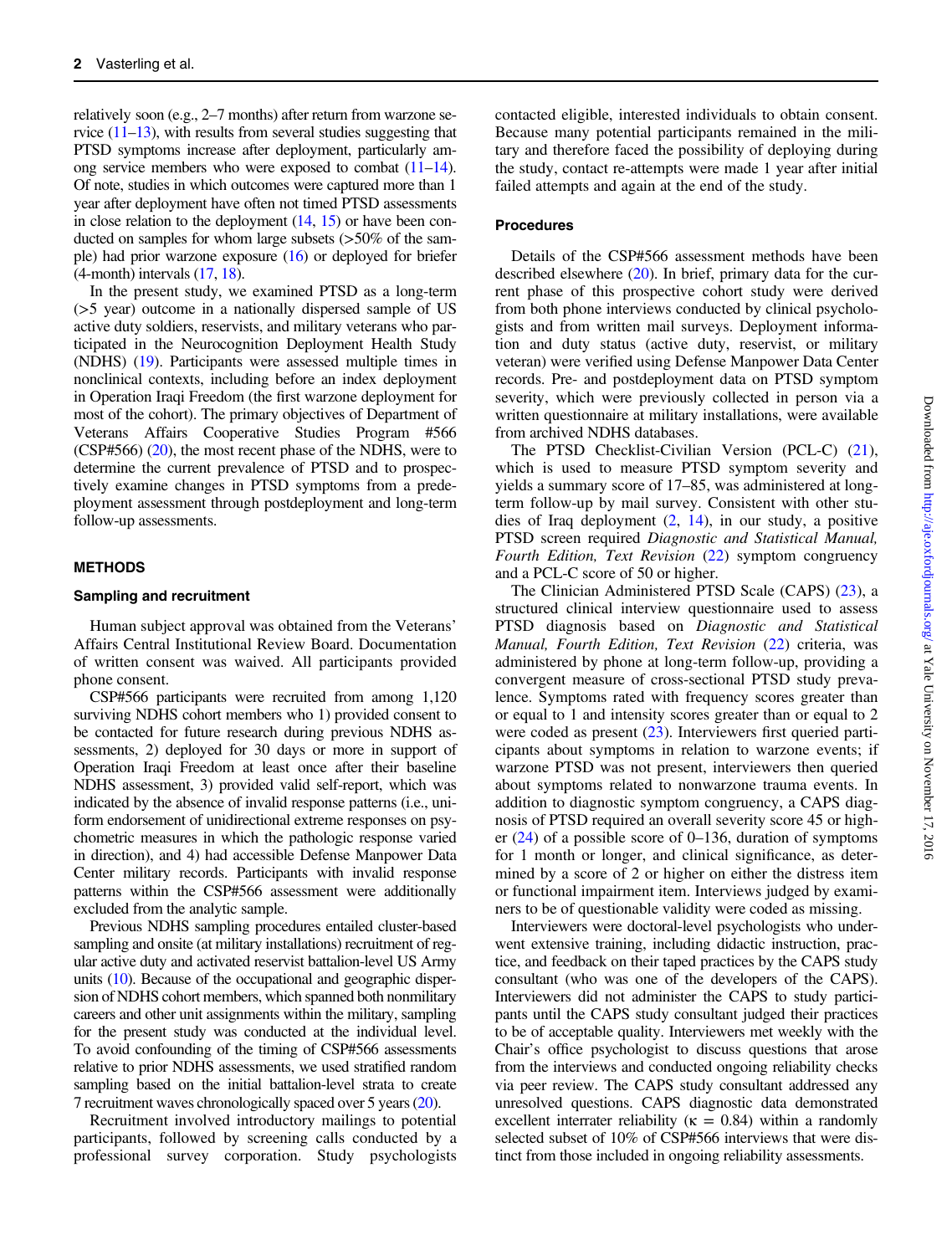relatively soon (e.g., 2–7 months) after return from warzone service (11–13), with results from several studies suggesting that PTSD symptoms increase after deployment, particularly among service members who were exposed to combat (11–14). Of note, studies in which outcomes were captured more than 1 year after deployment have often not timed PTSD assessments in close relation to the deployment (14, 15) or have been conducted on samples for whom large subsets (>50% of the sample) had prior warzone exposure (16) or deployed for briefer (4-month) intervals (17, 18).

In the present study, we examined PTSD as a long-term (>5 year) outcome in a nationally dispersed sample of US active duty soldiers, reservists, and military veterans who participated in the Neurocognition Deployment Health Study (NDHS) (19). Participants were assessed multiple times in nonclinical contexts, including before an index deployment in Operation Iraqi Freedom (the first warzone deployment for most of the cohort). The primary objectives of Department of Veterans Affairs Cooperative Studies Program #566 (CSP#566) (20), the most recent phase of the NDHS, were to determine the current prevalence of PTSD and to prospectively examine changes in PTSD symptoms from a predeployment assessment through postdeployment and long-term follow-up assessments.

## METHODS

### Sampling and recruitment

Human subject approval was obtained from the Veterans' Affairs Central Institutional Review Board. Documentation of written consent was waived. All participants provided phone consent.

CSP#566 participants were recruited from among 1,120 surviving NDHS cohort members who 1) provided consent to be contacted for future research during previous NDHS assessments, 2) deployed for 30 days or more in support of Operation Iraqi Freedom at least once after their baseline NDHS assessment, 3) provided valid self-report, which was indicated by the absence of invalid response patterns (i.e., uniform endorsement of unidirectional extreme responses on psychometric measures in which the pathologic response varied in direction), and 4) had accessible Defense Manpower Data Center military records. Participants with invalid response patterns within the CSP#566 assessment were additionally excluded from the analytic sample.

Previous NDHS sampling procedures entailed cluster-based sampling and onsite (at military installations) recruitment of regular active duty and activated reservist battalion-level US Army units (10). Because of the occupational and geographic dispersion of NDHS cohort members, which spanned both nonmilitary careers and other unit assignments within the military, sampling for the present study was conducted at the individual level. To avoid confounding of the timing of CSP#566 assessments relative to prior NDHS assessments, we used stratified random sampling based on the initial battalion-level strata to create 7 recruitment waves chronologically spaced over 5 years (20).

Recruitment involved introductory mailings to potential participants, followed by screening calls conducted by a professional survey corporation. Study psychologists contacted eligible, interested individuals to obtain consent. Because many potential participants remained in the military and therefore faced the possibility of deploying during the study, contact re-attempts were made 1 year after initial failed attempts and again at the end of the study.

### Procedures

Details of the CSP#566 assessment methods have been described elsewhere (20). In brief, primary data for the current phase of this prospective cohort study were derived from both phone interviews conducted by clinical psychologists and from written mail surveys. Deployment information and duty status (active duty, reservist, or military veteran) were verified using Defense Manpower Data Center records. Pre- and postdeployment data on PTSD symptom severity, which were previously collected in person via a written questionnaire at military installations, were available from archived NDHS databases.

The PTSD Checklist-Civilian Version (PCL-C) (21), which is used to measure PTSD symptom severity and yields a summary score of 17–85, was administered at long-term follow-up by mail survey. Consistent with other studies of Iraq deployment (2, 14), in our study, a positive PTSD screen required *Diagnostic and Statistical Manual, Fourth Edition, Text Revision* (22) symptom congruency and a PCL-C score of 50 or higher.

The Clinician Administered PTSD Scale (CAPS) (23), a structured clinical interview questionnaire used to assess PTSD diagnosis based on *Diagnostic and Statistical Manual, Fourth Edition, Text Revision* (22) criteria, was administered by phone at long-term follow-up, providing a convergent measure of cross-sectional PTSD study prevalence. Symptoms rated with frequency scores greater than or equal to 1 and intensity scores greater than or equal to 2 were coded as present (23). Interviewers first queried participants about symptoms in relation to warzone events; if warzone PTSD was not present, interviewers then queried about symptoms related to nonwarzone trauma events. In addition to diagnostic symptom congruency, a CAPS diagnosis of PTSD required an overall severity score 45 or higher (24) of a possible score of 0–136, duration of symptoms for 1 month or longer, and clinical significance, as determined by a score of 2 or higher on either the distress item or functional impairment item. Interviews judged by examiners to be of questionable validity were coded as missing.

Interviewers were doctoral-level psychologists who underwent extensive training, including didactic instruction, practice, and feedback on their taped practices by the CAPS study consultant (who was one of the developers of the CAPS). Interviewers did not administer the CAPS to study participants until the CAPS study consultant judged their practices to be of acceptable quality. Interviewers met weekly with the Chair's office psychologist to discuss questions that arose from the interviews and conducted ongoing reliability checks via peer review. The CAPS study consultant addressed any unresolved questions. CAPS diagnostic data demonstrated excellent interrater reliability ($\kappa = 0.84$) within a randomly selected subset of 10% of CSP#566 interviews that were distinct from those included in ongoing reliability assessments.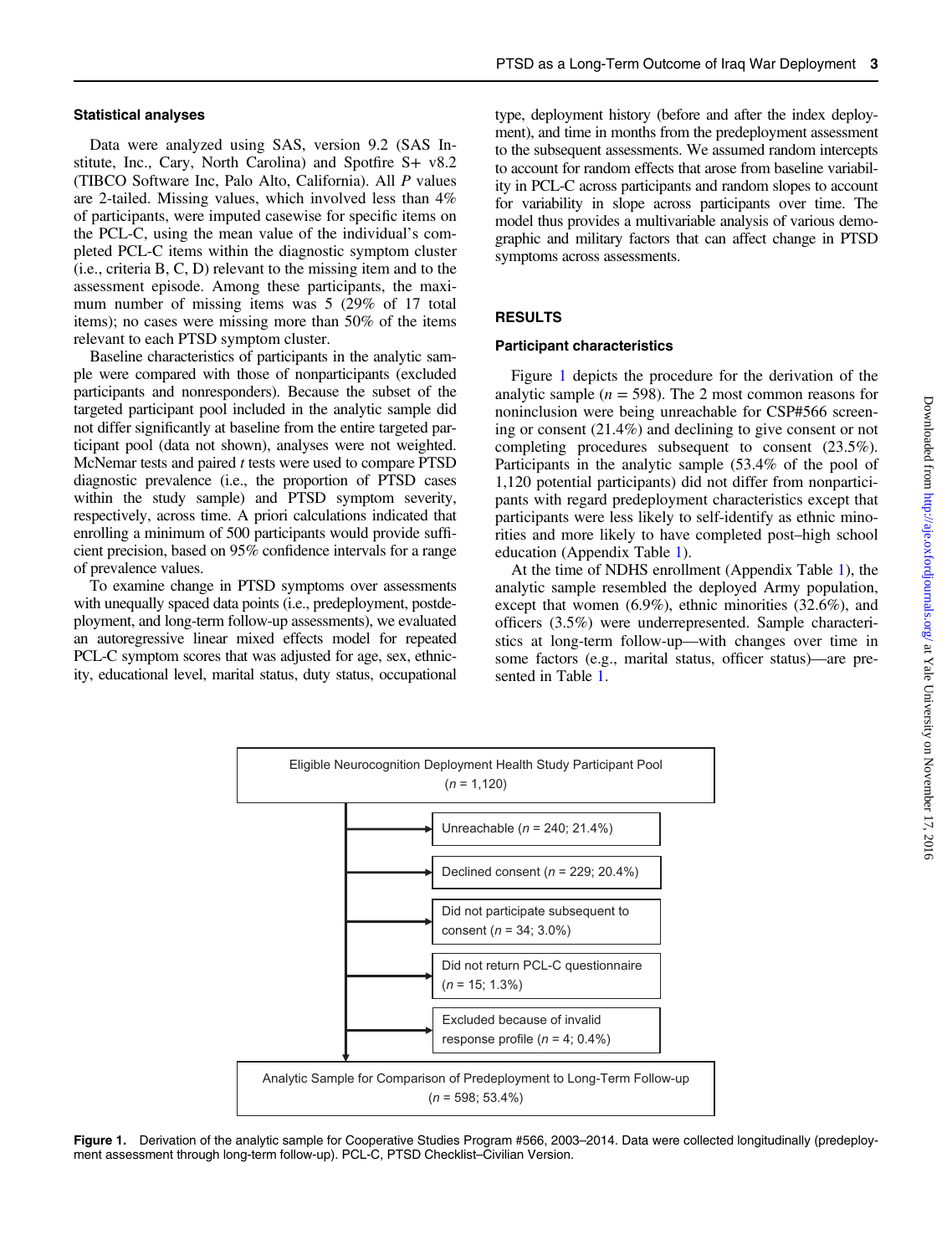### Statistical analyses

Data were analyzed using SAS, version 9.2 (SAS Institute, Inc., Cary, North Carolina) and Spotfire S+ v8.2 (TIBCO Software Inc, Palo Alto, California). All *P* values are 2-tailed. Missing values, which involved less than 4% of participants, were imputed casewise for specific items on the PCL-C, using the mean value of the individual's completed PCL-C items within the diagnostic symptom cluster (i.e., criteria B, C, D) relevant to the missing item and to the assessment episode. Among these participants, the maximum number of missing items was 5 (29% of 17 total items); no cases were missing more than 50% of the items relevant to each PTSD symptom cluster.

Baseline characteristics of participants in the analytic sample were compared with those of nonparticipants (excluded participants and nonresponders). Because the subset of the targeted participant pool included in the analytic sample did not differ significantly at baseline from the entire targeted participant pool (data not shown), analyses were not weighted. McNemar tests and paired *t* tests were used to compare PTSD diagnostic prevalence (i.e., the proportion of PTSD cases within the study sample) and PTSD symptom severity, respectively, across time. A priori calculations indicated that enrolling a minimum of 500 participants would provide sufficient precision, based on 95% confidence intervals for a range of prevalence values.

To examine change in PTSD symptoms over assessments with unequally spaced data points (i.e., predeployment, postdeployment, and long-term follow-up assessments), we evaluated an autoregressive linear mixed effects model for repeated PCL-C symptom scores that was adjusted for age, sex, ethnicity, educational level, marital status, duty status, occupational type, deployment history (before and after the index deployment), and time in months from the predeployment assessment to the subsequent assessments. We assumed random intercepts to account for random effects that arose from baseline variability in PCL-C across participants and random slopes to account for variability in slope across participants over time. The model thus provides a multivariable analysis of various demographic and military factors that can affect change in PTSD symptoms across assessments.

## RESULTS

### Participant characteristics

Figure 1 depicts the procedure for the derivation of the analytic sample ($n = 598$). The 2 most common reasons for noninclusion were being unreachable for CSP#566 screening or consent (21.4%) and declining to give consent or not completing procedures subsequent to consent (23.5%). Participants in the analytic sample (53.4% of the pool of 1,120 potential participants) did not differ from nonparticipants with regard predeployment characteristics except that participants were less likely to self-identify as ethnic minorities and more likely to have completed post–high school education (Appendix Table 1).

At the time of NDHS enrollment (Appendix Table 1), the analytic sample resembled the deployed Army population, except that women (6.9%), ethnic minorities (32.6%), and officers (3.5%) were underrepresented. Sample characteristics at long-term follow-up—with changes over time in some factors (e.g., marital status, officer status)—are presented in Table 1.

Eligible Neurocognition Deployment Health Study Participant Pool ($n$ = 1,120)

- Unreachable ($n$ = 240; 21.4%)
- Declined consent ($n$ = 229; 20.4%)
- Did not participate subsequent to consent ($n$ = 34; 3.0%)
- Did not return PCL-C questionnaire ($n$ = 15; 1.3%)
- Excluded because of invalid response profile ($n$ = 4; 0.4%)

Analytic Sample for Comparison of Predeployment to Long-Term Follow-up ($n$ = 598; 53.4%)

**Figure 1.** Derivation of the analytic sample for Cooperative Studies Program #566, 2003–2014. Data were collected longitudinally (predeployment assessment through long-term follow-up). PCL-C, PTSD Checklist–Civilian Version.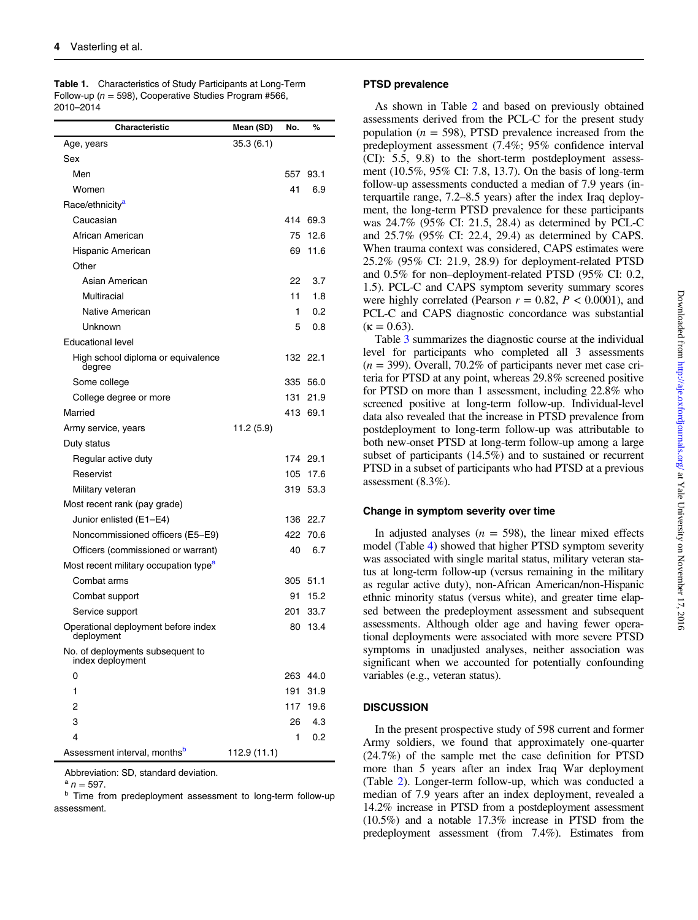**Table 1.** Characteristics of Study Participants at Long-Term Follow-up ($n = 598$), Cooperative Studies Program #566, 2010–2014

| Characteristic | Mean (SD) | No. | % |
|---|---|---|---|
| Age, years | 35.3 (6.1) | | |
| Sex | | | |
| Men | | 557 | 93.1 |
| Women | | 41 | 6.9 |
| Race/ethnicity[a] | | | |
| Caucasian | | 414 | 69.3 |
| African American | | 75 | 12.6 |
| Hispanic American | | 69 | 11.6 |
| Other | | | |
| Asian American | | 22 | 3.7 |
| Multiracial | | 11 | 1.8 |
| Native American | | 1 | 0.2 |
| Unknown | | 5 | 0.8 |
| Educational level | | | |
| High school diploma or equivalence degree | | 132 | 22.1 |
| Some college | | 335 | 56.0 |
| College degree or more | | 131 | 21.9 |
| Married | | 413 | 69.1 |
| Army service, years | 11.2 (5.9) | | |
| Duty status | | | |
| Regular active duty | | 174 | 29.1 |
| Reservist | | 105 | 17.6 |
| Military veteran | | 319 | 53.3 |
| Most recent rank (pay grade) | | | |
| Junior enlisted (E1–E4) | | 136 | 22.7 |
| Noncommissioned officers (E5–E9) | | 422 | 70.6 |
| Officers (commissioned or warrant) | | 40 | 6.7 |
| Most recent military occupation type[a] | | | |
| Combat arms | | 305 | 51.1 |
| Combat support | | 91 | 15.2 |
| Service support | | 201 | 33.7 |
| Operational deployment before index deployment | | 80 | 13.4 |
| No. of deployments subsequent to index deployment | | | |
| 0 | | 263 | 44.0 |
| 1 | | 191 | 31.9 |
| 2 | | 117 | 19.6 |
| 3 | | 26 | 4.3 |
| 4 | | 1 | 0.2 |
| Assessment interval, months[b] | 112.9 (11.1) | | |

Abbreviation: SD, standard deviation.

[a] $n = 597$.

[b] Time from predeployment assessment to long-term follow-up assessment.

### PTSD prevalence

As shown in Table 2 and based on previously obtained assessments derived from the PCL-C for the present study population ($n = 598$), PTSD prevalence increased from the predeployment assessment (7.4%; 95% confidence interval (CI): 5.5, 9.8) to the short-term postdeployment assessment (10.5%, 95% CI: 7.8, 13.7). On the basis of long-term follow-up assessments conducted a median of 7.9 years (interquartile range, 7.2–8.5 years) after the index Iraq deployment, the long-term PTSD prevalence for these participants was 24.7% (95% CI: 21.5, 28.4) as determined by PCL-C and 25.7% (95% CI: 22.4, 29.4) as determined by CAPS. When trauma context was considered, CAPS estimates were 25.2% (95% CI: 21.9, 28.9) for deployment-related PTSD and 0.5% for non–deployment-related PTSD (95% CI: 0.2, 1.5). PCL-C and CAPS symptom severity summary scores were highly correlated (Pearson $r = 0.82$, $P < 0.0001$), and PCL-C and CAPS diagnostic concordance was substantial ($\kappa = 0.63$).

Table 3 summarizes the diagnostic course at the individual level for participants who completed all 3 assessments ($n = 399$). Overall, 70.2% of participants never met case criteria for PTSD at any point, whereas 29.8% screened positive for PTSD on more than 1 assessment, including 22.8% who screened positive at long-term follow-up. Individual-level data also revealed that the increase in PTSD prevalence from postdeployment to long-term follow-up was attributable to both new-onset PTSD at long-term follow-up among a large subset of participants (14.5%) and to sustained or recurrent PTSD in a subset of participants who had PTSD at a previous assessment (8.3%).

### Change in symptom severity over time

In adjusted analyses ($n = 598$), the linear mixed effects model (Table 4) showed that higher PTSD symptom severity was associated with single marital status, military veteran status at long-term follow-up (versus remaining in the military as regular active duty), non-African American/non-Hispanic ethnic minority status (versus white), and greater time elapsed between the predeployment assessment and subsequent assessments. Although older age and having fewer operational deployments were associated with more severe PTSD symptoms in unadjusted analyses, neither association was significant when we accounted for potentially confounding variables (e.g., veteran status).

## DISCUSSION

In the present prospective study of 598 current and former Army soldiers, we found that approximately one-quarter (24.7%) of the sample met the case definition for PTSD more than 5 years after an index Iraq War deployment (Table 2). Longer-term follow-up, which was conducted a median of 7.9 years after an index deployment, revealed a 14.2% increase in PTSD from a postdeployment assessment (10.5%) and a notable 17.3% increase in PTSD from the predeployment assessment (from 7.4%). Estimates from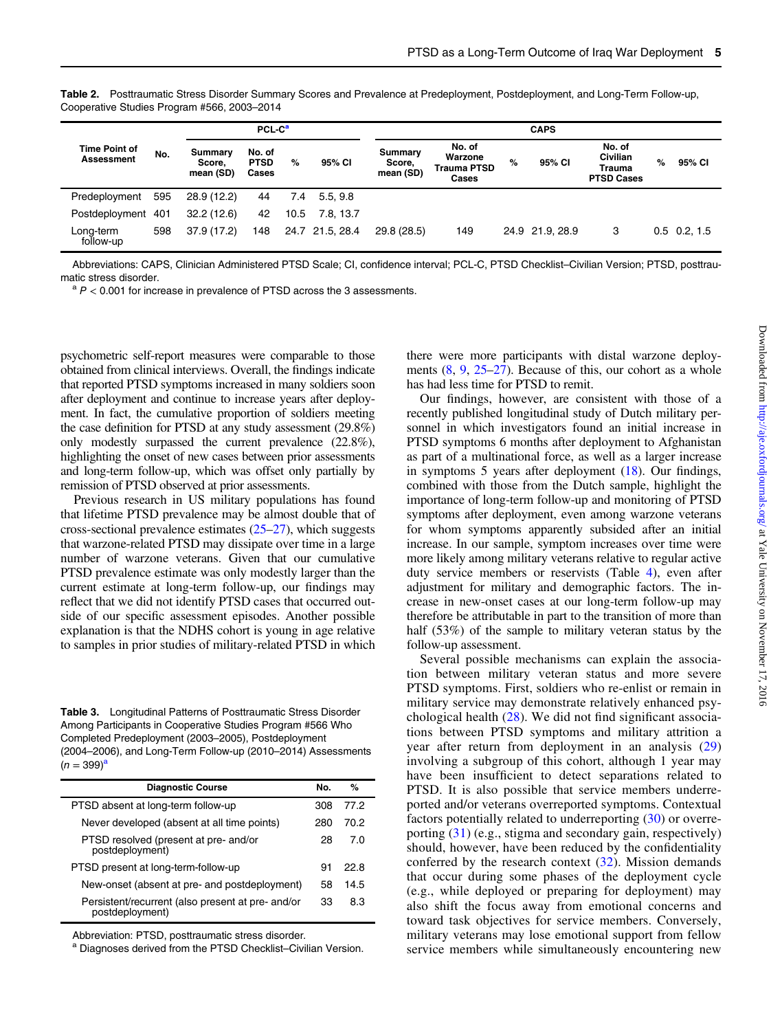**Table 2.** Posttraumatic Stress Disorder Summary Scores and Prevalence at Predeployment, Postdeployment, and Long-Term Follow-up, Cooperative Studies Program #566, 2003–2014

| Time Point of Assessment | No. | PCL-C[a] | | | | CAPS | | | | | | |
|---|---|---|---|---|---|---|---|---|---|---|---|---|
| | | Summary Score, mean (SD) | No. of PTSD Cases | % | 95% CI | Summary Score, mean (SD) | No. of Warzone Trauma PTSD Cases | % | 95% CI | No. of Civilian Trauma PTSD Cases | % | 95% CI |
| Predeployment | 595 | 28.9 (12.2) | 44 | 7.4 | 5.5, 9.8 | | | | | | | |
| Postdeployment | 401 | 32.2 (12.6) | 42 | 10.5 | 7.8, 13.7 | | | | | | | |
| Long-term follow-up | 598 | 37.9 (17.2) | 148 | 24.7 | 21.5, 28.4 | 29.8 (28.5) | 149 | 24.9 | 21.9, 28.9 | 3 | 0.5 | 0.2, 1.5 |

Abbreviations: CAPS, Clinician Administered PTSD Scale; CI, confidence interval; PCL-C, PTSD Checklist–Civilian Version; PTSD, posttraumatic stress disorder.

[a] $P < 0.001$ for increase in prevalence of PTSD across the 3 assessments.

psychometric self-report measures were comparable to those obtained from clinical interviews. Overall, the findings indicate that reported PTSD symptoms increased in many soldiers soon after deployment and continue to increase years after deployment. In fact, the cumulative proportion of soldiers meeting the case definition for PTSD at any study assessment (29.8%) only modestly surpassed the current prevalence (22.8%), highlighting the onset of new cases between prior assessments and long-term follow-up, which was offset only partially by remission of PTSD observed at prior assessments.

Previous research in US military populations has found that lifetime PTSD prevalence may be almost double that of cross-sectional prevalence estimates (25–27), which suggests that warzone-related PTSD may dissipate over time in a large number of warzone veterans. Given that our cumulative PTSD prevalence estimate was only modestly larger than the current estimate at long-term follow-up, our findings may reflect that we did not identify PTSD cases that occurred outside of our specific assessment episodes. Another possible explanation is that the NDHS cohort is young in age relative to samples in prior studies of military-related PTSD in which there were more participants with distal warzone deployments (8, 9, 25–27). Because of this, our cohort as a whole has had less time for PTSD to remit.

**Table 3.** Longitudinal Patterns of Posttraumatic Stress Disorder Among Participants in Cooperative Studies Program #566 Who Completed Predeployment (2003–2005), Postdeployment (2004–2006), and Long-Term Follow-up (2010–2014) Assessments ($n = 399$)[a]

| Diagnostic Course | No. | % |
|---|---|---|
| PTSD absent at long-term follow-up | 308 | 77.2 |
| Never developed (absent at all time points) | 280 | 70.2 |
| PTSD resolved (present at pre- and/or postdeployment) | 28 | 7.0 |
| PTSD present at long-term-follow-up | 91 | 22.8 |
| New-onset (absent at pre- and postdeployment) | 58 | 14.5 |
| Persistent/recurrent (also present at pre- and/or postdeployment) | 33 | 8.3 |

Abbreviation: PTSD, posttraumatic stress disorder.

[a] Diagnoses derived from the PTSD Checklist–Civilian Version.

Our findings, however, are consistent with those of a recently published longitudinal study of Dutch military personnel in which investigators found an initial increase in PTSD symptoms 6 months after deployment to Afghanistan as part of a multinational force, as well as a larger increase in symptoms 5 years after deployment (18). Our findings, combined with those from the Dutch sample, highlight the importance of long-term follow-up and monitoring of PTSD symptoms after deployment, even among warzone veterans for whom symptoms apparently subsided after an initial increase. In our sample, symptom increases over time were more likely among military veterans relative to regular active duty service members or reservists (Table 4), even after adjustment for military and demographic factors. The increase in new-onset cases at our long-term follow-up may therefore be attributable in part to the transition of more than half (53%) of the sample to military veteran status by the follow-up assessment.

Several possible mechanisms can explain the association between military veteran status and more severe PTSD symptoms. First, soldiers who re-enlist or remain in military service may demonstrate relatively enhanced psychological health (28). We did not find significant associations between PTSD symptoms and military attrition a year after return from deployment in an analysis (29) involving a subgroup of this cohort, although 1 year may have been insufficient to detect separations related to PTSD. It is also possible that service members underreported and/or veterans overreported symptoms. Contextual factors potentially related to underreporting (30) or overreporting (31) (e.g., stigma and secondary gain, respectively) should, however, have been reduced by the confidentiality conferred by the research context (32). Mission demands that occur during some phases of the deployment cycle (e.g., while deployed or preparing for deployment) may also shift the focus away from emotional concerns and toward task objectives for service members. Conversely, military veterans may lose emotional support from fellow service members while simultaneously encountering new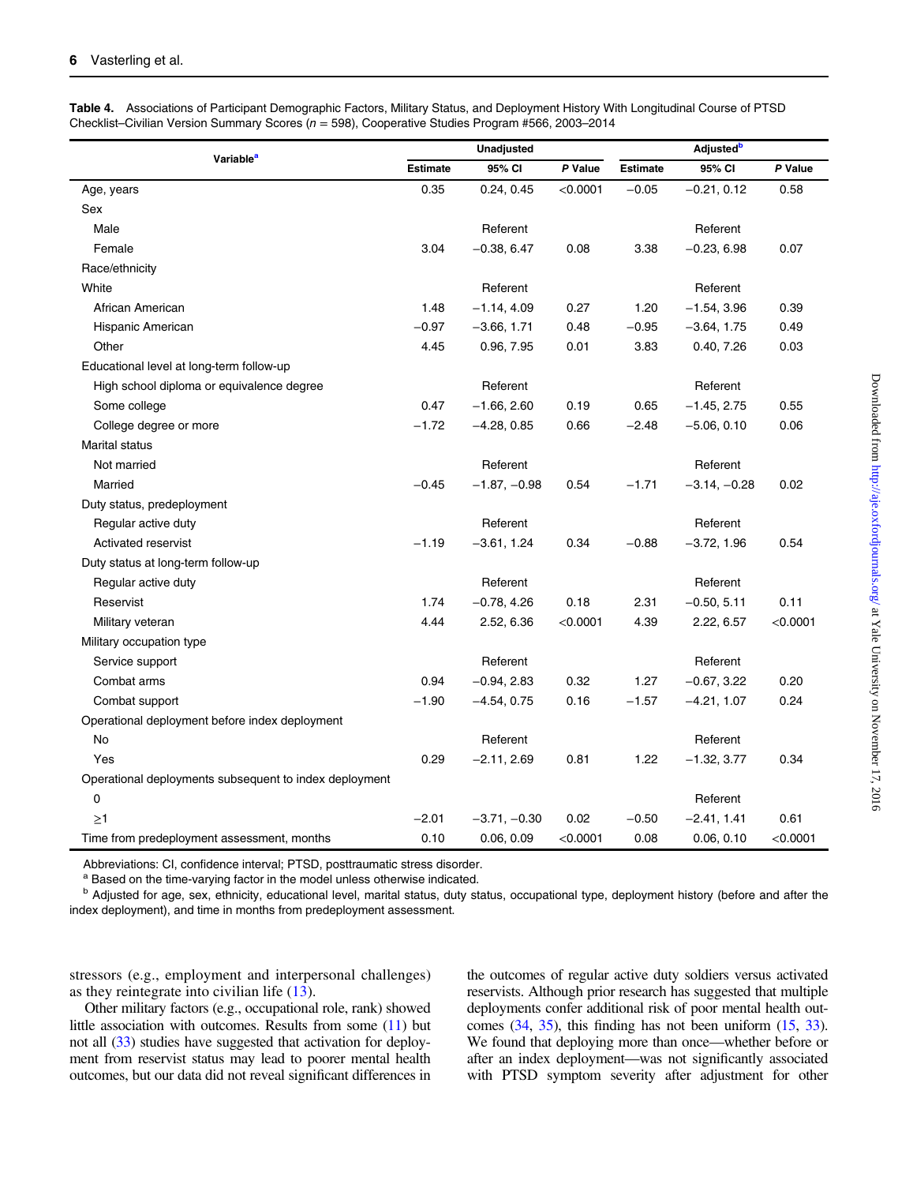**Table 4.** Associations of Participant Demographic Factors, Military Status, and Deployment History With Longitudinal Course of PTSD Checklist–Civilian Version Summary Scores ($n = 598$), Cooperative Studies Program #566, 2003–2014

| Variable[a] | Unadjusted | | | Adjusted[b] | | |
|---|---|---|---|---|---|---|
| | Estimate | 95% CI | *P* Value | Estimate | 95% CI | *P* Value |
| Age, years | 0.35 | 0.24, 0.45 | <0.0001 | −0.05 | −0.21, 0.12 | 0.58 |
| Sex | | | | | | |
| Male | | Referent | | | Referent | |
| Female | 3.04 | −0.38, 6.47 | 0.08 | 3.38 | −0.23, 6.98 | 0.07 |
| Race/ethnicity | | | | | | |
| White | | Referent | | | Referent | |
| African American | 1.48 | −1.14, 4.09 | 0.27 | 1.20 | −1.54, 3.96 | 0.39 |
| Hispanic American | −0.97 | −3.66, 1.71 | 0.48 | −0.95 | −3.64, 1.75 | 0.49 |
| Other | 4.45 | 0.96, 7.95 | 0.01 | 3.83 | 0.40, 7.26 | 0.03 |
| Educational level at long-term follow-up | | | | | | |
| High school diploma or equivalence degree | | Referent | | | Referent | |
| Some college | 0.47 | −1.66, 2.60 | 0.19 | 0.65 | −1.45, 2.75 | 0.55 |
| College degree or more | −1.72 | −4.28, 0.85 | 0.66 | −2.48 | −5.06, 0.10 | 0.06 |
| Marital status | | | | | | |
| Not married | | Referent | | | Referent | |
| Married | −0.45 | −1.87, −0.98 | 0.54 | −1.71 | −3.14, −0.28 | 0.02 |
| Duty status, predeployment | | | | | | |
| Regular active duty | | Referent | | | Referent | |
| Activated reservist | −1.19 | −3.61, 1.24 | 0.34 | −0.88 | −3.72, 1.96 | 0.54 |
| Duty status at long-term follow-up | | | | | | |
| Regular active duty | | Referent | | | Referent | |
| Reservist | 1.74 | −0.78, 4.26 | 0.18 | 2.31 | −0.50, 5.11 | 0.11 |
| Military veteran | 4.44 | 2.52, 6.36 | <0.0001 | 4.39 | 2.22, 6.57 | <0.0001 |
| Military occupation type | | | | | | |
| Service support | | Referent | | | Referent | |
| Combat arms | 0.94 | −0.94, 2.83 | 0.32 | 1.27 | −0.67, 3.22 | 0.20 |
| Combat support | −1.90 | −4.54, 0.75 | 0.16 | −1.57 | −4.21, 1.07 | 0.24 |
| Operational deployment before index deployment | | | | | | |
| No | | Referent | | | Referent | |
| Yes | 0.29 | −2.11, 2.69 | 0.81 | 1.22 | −1.32, 3.77 | 0.34 |
| Operational deployments subsequent to index deployment | | | | | | |
| 0 | | | | | Referent | |
| ≥1 | −2.01 | −3.71, −0.30 | 0.02 | −0.50 | −2.41, 1.41 | 0.61 |
| Time from predeployment assessment, months | 0.10 | 0.06, 0.09 | <0.0001 | 0.08 | 0.06, 0.10 | <0.0001 |

Abbreviations: CI, confidence interval; PTSD, posttraumatic stress disorder.

[a] Based on the time-varying factor in the model unless otherwise indicated.

[b] Adjusted for age, sex, ethnicity, educational level, marital status, duty status, occupational type, deployment history (before and after the index deployment), and time in months from predeployment assessment.

stressors (e.g., employment and interpersonal challenges) as they reintegrate into civilian life (13).

Other military factors (e.g., occupational role, rank) showed little association with outcomes. Results from some (11) but not all (33) studies have suggested that activation for deployment from reservist status may lead to poorer mental health outcomes, but our data did not reveal significant differences in the outcomes of regular active duty soldiers versus activated reservists. Although prior research has suggested that multiple deployments confer additional risk of poor mental health outcomes (34, 35), this finding has not been uniform (15, 33). We found that deploying more than once—whether before or after an index deployment—was not significantly associated with PTSD symptom severity after adjustment for other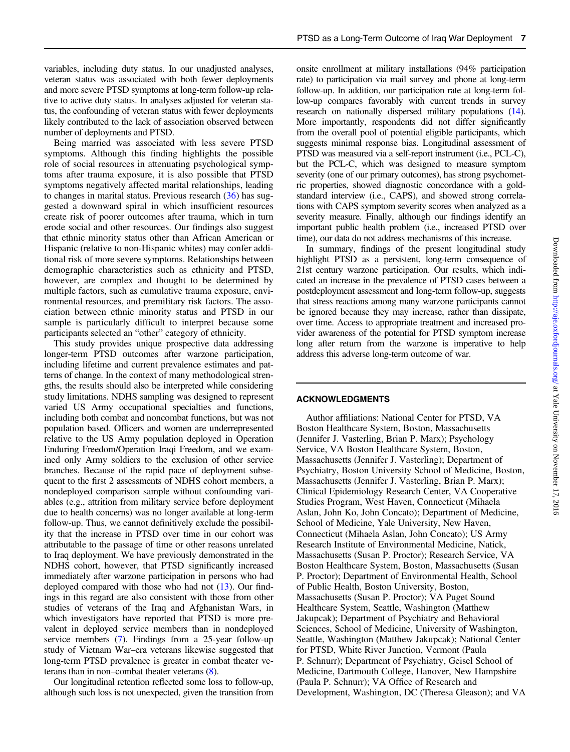variables, including duty status. In our unadjusted analyses, veteran status was associated with both fewer deployments and more severe PTSD symptoms at long-term follow-up relative to active duty status. In analyses adjusted for veteran status, the confounding of veteran status with fewer deployments likely contributed to the lack of association observed between number of deployments and PTSD.

Being married was associated with less severe PTSD symptoms. Although this finding highlights the possible role of social resources in attenuating psychological symptoms after trauma exposure, it is also possible that PTSD symptoms negatively affected marital relationships, leading to changes in marital status. Previous research (36) has suggested a downward spiral in which insufficient resources create risk of poorer outcomes after trauma, which in turn erode social and other resources. Our findings also suggest that ethnic minority status other than African American or Hispanic (relative to non-Hispanic whites) may confer additional risk of more severe symptoms. Relationships between demographic characteristics such as ethnicity and PTSD, however, are complex and thought to be determined by multiple factors, such as cumulative trauma exposure, environmental resources, and premilitary risk factors. The association between ethnic minority status and PTSD in our sample is particularly difficult to interpret because some participants selected an "other" category of ethnicity.

This study provides unique prospective data addressing longer-term PTSD outcomes after warzone participation, including lifetime and current prevalence estimates and patterns of change. In the context of many methodological strengths, the results should also be interpreted while considering study limitations. NDHS sampling was designed to represent varied US Army occupational specialties and functions, including both combat and noncombat functions, but was not population based. Officers and women are underrepresented relative to the US Army population deployed in Operation Enduring Freedom/Operation Iraqi Freedom, and we examined only Army soldiers to the exclusion of other service branches. Because of the rapid pace of deployment subsequent to the first 2 assessments of NDHS cohort members, a nondeployed comparison sample without confounding variables (e.g., attrition from military service before deployment due to health concerns) was no longer available at long-term follow-up. Thus, we cannot definitively exclude the possibility that the increase in PTSD over time in our cohort was attributable to the passage of time or other reasons unrelated to Iraq deployment. We have previously demonstrated in the NDHS cohort, however, that PTSD significantly increased immediately after warzone participation in persons who had deployed compared with those who had not (13). Our findings in this regard are also consistent with those from other studies of veterans of the Iraq and Afghanistan Wars, in which investigators have reported that PTSD is more prevalent in deployed service members than in nondeployed service members (7). Findings from a 25-year follow-up study of Vietnam War–era veterans likewise suggested that long-term PTSD prevalence is greater in combat theater veterans than in non–combat theater veterans (8).

Our longitudinal retention reflected some loss to follow-up, although such loss is not unexpected, given the transition from onsite enrollment at military installations (94% participation rate) to participation via mail survey and phone at long-term follow-up. In addition, our participation rate at long-term follow-up compares favorably with current trends in survey research on nationally dispersed military populations (14). More importantly, respondents did not differ significantly from the overall pool of potential eligible participants, which suggests minimal response bias. Longitudinal assessment of PTSD was measured via a self-report instrument (i.e., PCL-C), but the PCL-C, which was designed to measure symptom severity (one of our primary outcomes), has strong psychometric properties, showed diagnostic concordance with a gold-standard interview (i.e., CAPS), and showed strong correlations with CAPS symptom severity scores when analyzed as a severity measure. Finally, although our findings identify an important public health problem (i.e., increased PTSD over time), our data do not address mechanisms of this increase.

In summary, findings of the present longitudinal study highlight PTSD as a persistent, long-term consequence of 21st century warzone participation. Our results, which indicated an increase in the prevalence of PTSD cases between a postdeployment assessment and long-term follow-up, suggests that stress reactions among many warzone participants cannot be ignored because they may increase, rather than dissipate, over time. Access to appropriate treatment and increased provider awareness of the potential for PTSD symptom increase long after return from the warzone is imperative to help address this adverse long-term outcome of war.

## ACKNOWLEDGMENTS

Author affiliations: National Center for PTSD, VA Boston Healthcare System, Boston, Massachusetts (Jennifer J. Vasterling, Brian P. Marx); Psychology Service, VA Boston Healthcare System, Boston, Massachusetts (Jennifer J. Vasterling); Department of Psychiatry, Boston University School of Medicine, Boston, Massachusetts (Jennifer J. Vasterling, Brian P. Marx); Clinical Epidemiology Research Center, VA Cooperative Studies Program, West Haven, Connecticut (Mihaela Aslan, John Ko, John Concato); Department of Medicine, School of Medicine, Yale University, New Haven, Connecticut (Mihaela Aslan, John Concato); US Army Research Institute of Environmental Medicine, Natick, Massachusetts (Susan P. Proctor); Research Service, VA Boston Healthcare System, Boston, Massachusetts (Susan P. Proctor); Department of Environmental Health, School of Public Health, Boston University, Boston, Massachusetts (Susan P. Proctor); VA Puget Sound Healthcare System, Seattle, Washington (Matthew Jakupcak); Department of Psychiatry and Behavioral Sciences, School of Medicine, University of Washington, Seattle, Washington (Matthew Jakupcak); National Center for PTSD, White River Junction, Vermont (Paula P. Schnurr); Department of Psychiatry, Geisel School of Medicine, Dartmouth College, Hanover, New Hampshire (Paula P. Schnurr); VA Office of Research and Development, Washington, DC (Theresa Gleason); and VA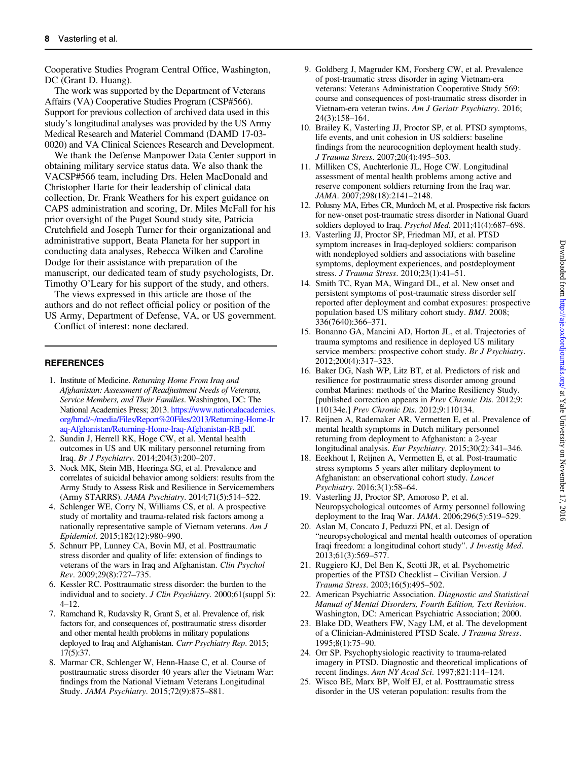Cooperative Studies Program Central Office, Washington, DC (Grant D. Huang).

The work was supported by the Department of Veterans Affairs (VA) Cooperative Studies Program (CSP#566). Support for previous collection of archived data used in this study's longitudinal analyses was provided by the US Army Medical Research and Materiel Command (DAMD 17-03-0020) and VA Clinical Sciences Research and Development.

We thank the Defense Manpower Data Center support in obtaining military service status data. We also thank the VACSP#566 team, including Drs. Helen MacDonald and Christopher Harte for their leadership of clinical data collection, Dr. Frank Weathers for his expert guidance on CAPS administration and scoring, Dr. Miles McFall for his prior oversight of the Puget Sound study site, Patricia Crutchfield and Joseph Turner for their organizational and administrative support, Beata Planeta for her support in conducting data analyses, Rebecca Wilken and Caroline Dodge for their assistance with preparation of the manuscript, our dedicated team of study psychologists, Dr. Timothy O'Leary for his support of the study, and others.

The views expressed in this article are those of the authors and do not reflect official policy or position of the US Army, Department of Defense, VA, or US government.

Conflict of interest: none declared.

## REFERENCES

1. Institute of Medicine. *Returning Home From Iraq and Afghanistan: Assessment of Readjustment Needs of Veterans, Service Members, and Their Families*. Washington, DC: The National Academies Press; 2013. https://www.nationalacademies.org/hmd/~/media/Files/Report%20Files/2013/Returning-Home-Iraq-Afghanistan/Returning-Home-Iraq-Afghanistan-RB.pdf.
2. Sundin J, Herrell RK, Hoge CW, et al. Mental health outcomes in US and UK military personnel returning from Iraq. *Br J Psychiatry*. 2014;204(3):200–207.
3. Nock MK, Stein MB, Heeringa SG, et al. Prevalence and correlates of suicidal behavior among soldiers: results from the Army Study to Assess Risk and Resilience in Servicemembers (Army STARRS). *JAMA Psychiatry*. 2014;71(5):514–522.
4. Schlenger WE, Corry N, Williams CS, et al. A prospective study of mortality and trauma-related risk factors among a nationally representative sample of Vietnam veterans. *Am J Epidemiol*. 2015;182(12):980–990.
5. Schnurr PP, Lunney CA, Bovin MJ, et al. Posttraumatic stress disorder and quality of life: extension of findings to veterans of the wars in Iraq and Afghanistan. *Clin Psychol Rev*. 2009;29(8):727–735.
6. Kessler RC. Posttraumatic stress disorder: the burden to the individual and to society. *J Clin Psychiatry*. 2000;61(suppl 5):4–12.
7. Ramchand R, Rudavsky R, Grant S, et al. Prevalence of, risk factors for, and consequences of, posttraumatic stress disorder and other mental health problems in military populations deployed to Iraq and Afghanistan. *Curr Psychiatry Rep*. 2015;17(5):37.
8. Marmar CR, Schlenger W, Henn-Haase C, et al. Course of posttraumatic stress disorder 40 years after the Vietnam War: findings from the National Vietnam Veterans Longitudinal Study. *JAMA Psychiatry*. 2015;72(9):875–881.
9. Goldberg J, Magruder KM, Forsberg CW, et al. Prevalence of post-traumatic stress disorder in aging Vietnam-era veterans: Veterans Administration Cooperative Study 569: course and consequences of post-traumatic stress disorder in Vietnam-era veteran twins. *Am J Geriatr Psychiatry*. 2016;24(3):158–164.
10. Brailey K, Vasterling JJ, Proctor SP, et al. PTSD symptoms, life events, and unit cohesion in US soldiers: baseline findings from the neurocognition deployment health study. *J Trauma Stress*. 2007;20(4):495–503.
11. Milliken CS, Auchterlonie JL, Hoge CW. Longitudinal assessment of mental health problems among active and reserve component soldiers returning from the Iraq war. *JAMA*. 2007;298(18):2141–2148.
12. Polusny MA, Erbes CR, Murdoch M, et al. Prospective risk factors for new-onset post-traumatic stress disorder in National Guard soldiers deployed to Iraq. *Psychol Med*. 2011;41(4):687–698.
13. Vasterling JJ, Proctor SP, Friedman MJ, et al. PTSD symptom increases in Iraq-deployed soldiers: comparison with nondeployed soldiers and associations with baseline symptoms, deployment experiences, and postdeployment stress. *J Trauma Stress*. 2010;23(1):41–51.
14. Smith TC, Ryan MA, Wingard DL, et al. New onset and persistent symptoms of post-traumatic stress disorder self reported after deployment and combat exposures: prospective population based US military cohort study. *BMJ*. 2008;336(7640):366–371.
15. Bonanno GA, Mancini AD, Horton JL, et al. Trajectories of trauma symptoms and resilience in deployed US military service members: prospective cohort study. *Br J Psychiatry*. 2012;200(4):317–323.
16. Baker DG, Nash WP, Litz BT, et al. Predictors of risk and resilience for posttraumatic stress disorder among ground combat Marines: methods of the Marine Resiliency Study. [published correction appears in *Prev Chronic Dis*. 2012;9:110134e.] *Prev Chronic Dis*. 2012;9:110134.
17. Reijnen A, Rademaker AR, Vermetten E, et al. Prevalence of mental health symptoms in Dutch military personnel returning from deployment to Afghanistan: a 2-year longitudinal analysis. *Eur Psychiatry*. 2015;30(2):341–346.
18. Eekhout I, Reijnen A, Vermetten E, et al. Post-traumatic stress symptoms 5 years after military deployment to Afghanistan: an observational cohort study. *Lancet Psychiatry*. 2016;3(1):58–64.
19. Vasterling JJ, Proctor SP, Amoroso P, et al. Neuropsychological outcomes of Army personnel following deployment to the Iraq War. *JAMA*. 2006;296(5):519–529.
20. Aslan M, Concato J, Peduzzi PN, et al. Design of "neuropsychological and mental health outcomes of operation Iraqi freedom: a longitudinal cohort study". *J Investig Med*. 2013;61(3):569–577.
21. Ruggiero KJ, Del Ben K, Scotti JR, et al. Psychometric properties of the PTSD Checklist – Civilian Version. *J Trauma Stress*. 2003;16(5):495–502.
22. American Psychiatric Association. *Diagnostic and Statistical Manual of Mental Disorders, Fourth Edition, Text Revision*. Washington, DC: American Psychiatric Association; 2000.
23. Blake DD, Weathers FW, Nagy LM, et al. The development of a Clinician-Administered PTSD Scale. *J Trauma Stress*. 1995;8(1):75–90.
24. Orr SP. Psychophysiologic reactivity to trauma-related imagery in PTSD. Diagnostic and theoretical implications of recent findings. *Ann NY Acad Sci*. 1997;821:114–124.
25. Wisco BE, Marx BP, Wolf EJ, et al. Posttraumatic stress disorder in the US veteran population: results from the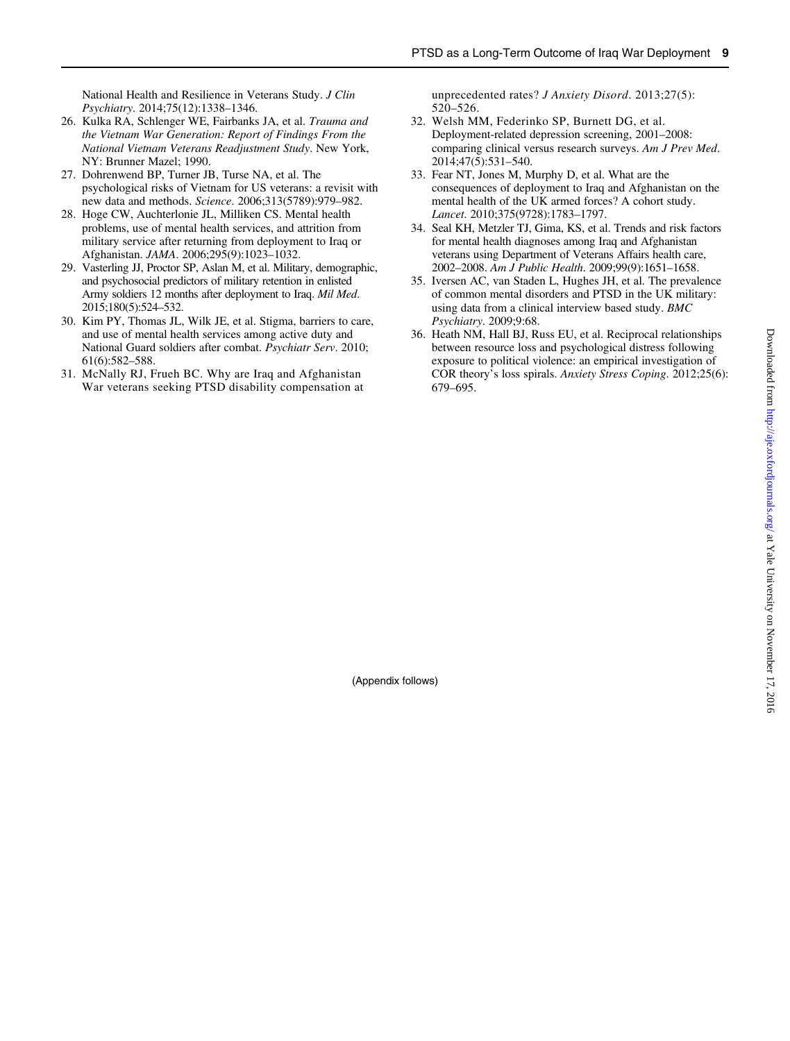National Health and Resilience in Veterans Study. *J Clin Psychiatry*. 2014;75(12):1338–1346.

26. Kulka RA, Schlenger WE, Fairbanks JA, et al. *Trauma and the Vietnam War Generation: Report of Findings From the National Vietnam Veterans Readjustment Study*. New York, NY: Brunner Mazel; 1990.
27. Dohrenwend BP, Turner JB, Turse NA, et al. The psychological risks of Vietnam for US veterans: a revisit with new data and methods. *Science*. 2006;313(5789):979–982.
28. Hoge CW, Auchterlonie JL, Milliken CS. Mental health problems, use of mental health services, and attrition from military service after returning from deployment to Iraq or Afghanistan. *JAMA*. 2006;295(9):1023–1032.
29. Vasterling JJ, Proctor SP, Aslan M, et al. Military, demographic, and psychosocial predictors of military retention in enlisted Army soldiers 12 months after deployment to Iraq. *Mil Med*. 2015;180(5):524–532.
30. Kim PY, Thomas JL, Wilk JE, et al. Stigma, barriers to care, and use of mental health services among active duty and National Guard soldiers after combat. *Psychiatr Serv*. 2010; 61(6):582–588.
31. McNally RJ, Frueh BC. Why are Iraq and Afghanistan War veterans seeking PTSD disability compensation at unprecedented rates? *J Anxiety Disord*. 2013;27(5): 520–526.
32. Welsh MM, Federinko SP, Burnett DG, et al. Deployment-related depression screening, 2001–2008: comparing clinical versus research surveys. *Am J Prev Med*. 2014;47(5):531–540.
33. Fear NT, Jones M, Murphy D, et al. What are the consequences of deployment to Iraq and Afghanistan on the mental health of the UK armed forces? A cohort study. *Lancet*. 2010;375(9728):1783–1797.
34. Seal KH, Metzler TJ, Gima, KS, et al. Trends and risk factors for mental health diagnoses among Iraq and Afghanistan veterans using Department of Veterans Affairs health care, 2002–2008. *Am J Public Health*. 2009;99(9):1651–1658.
35. Iversen AC, van Staden L, Hughes JH, et al. The prevalence of common mental disorders and PTSD in the UK military: using data from a clinical interview based study. *BMC Psychiatry*. 2009;9:68.
36. Heath NM, Hall BJ, Russ EU, et al. Reciprocal relationships between resource loss and psychological distress following exposure to political violence: an empirical investigation of COR theory's loss spirals. *Anxiety Stress Coping*. 2012;25(6): 679–695.

(Appendix follows)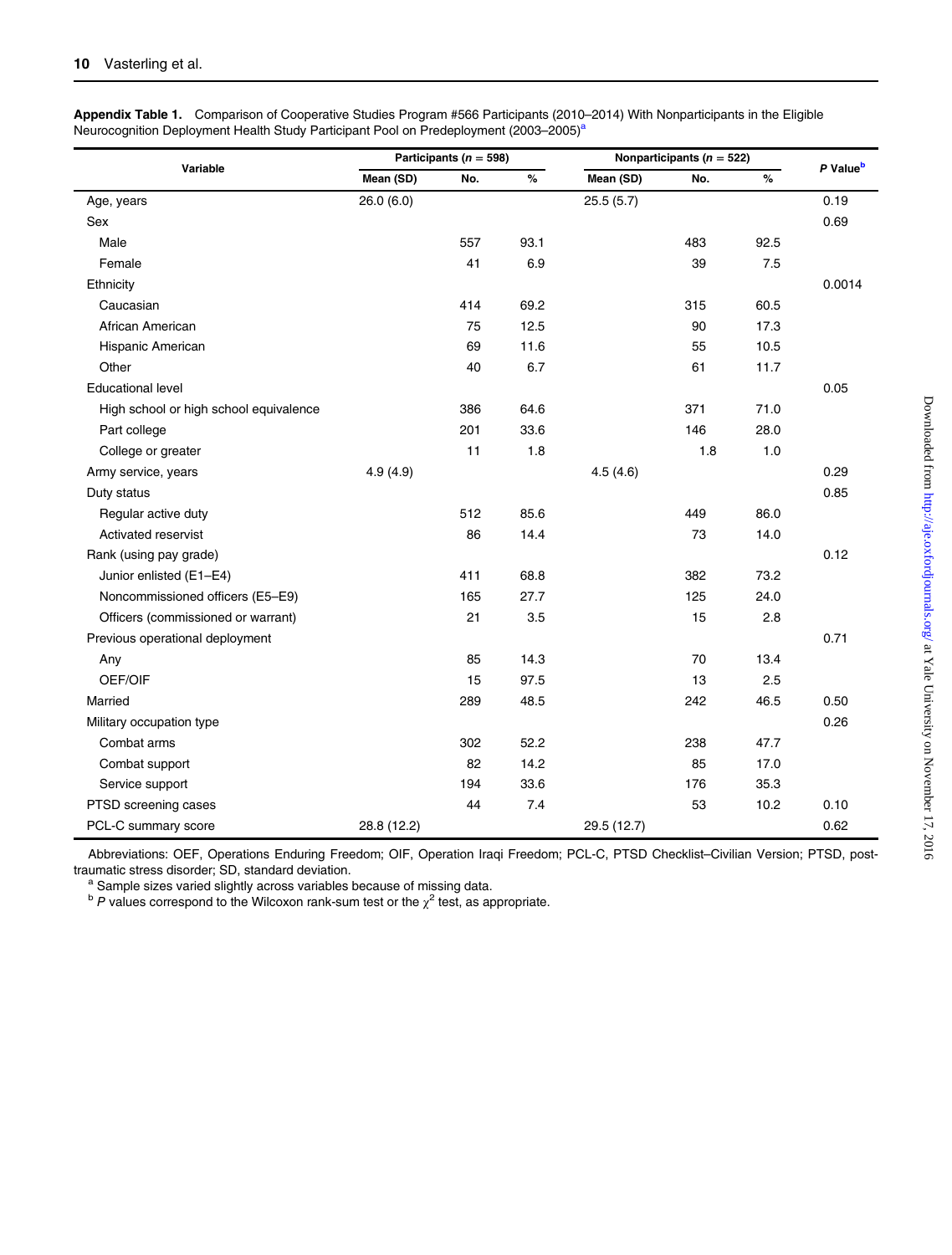**Appendix Table 1.** Comparison of Cooperative Studies Program #566 Participants (2010–2014) With Nonparticipants in the Eligible Neurocognition Deployment Health Study Participant Pool on Predeployment (2003–2005)[a]

| Variable | Participants ($n$ = 598) | | | Nonparticipants ($n$ = 522) | | | *P* Value[b] |
|---|---|---|---|---|---|---|---|
| | Mean (SD) | No. | % | Mean (SD) | No. | % | |
| Age, years | 26.0 (6.0) | | | 25.5 (5.7) | | | 0.19 |
| Sex | | | | | | | 0.69 |
| Male | | 557 | 93.1 | | 483 | 92.5 | |
| Female | | 41 | 6.9 | | 39 | 7.5 | |
| Ethnicity | | | | | | | 0.0014 |
| Caucasian | | 414 | 69.2 | | 315 | 60.5 | |
| African American | | 75 | 12.5 | | 90 | 17.3 | |
| Hispanic American | | 69 | 11.6 | | 55 | 10.5 | |
| Other | | 40 | 6.7 | | 61 | 11.7 | |
| Educational level | | | | | | | 0.05 |
| High school or high school equivalence | | 386 | 64.6 | | 371 | 71.0 | |
| Part college | | 201 | 33.6 | | 146 | 28.0 | |
| College or greater | | 11 | 1.8 | | 1.8 | 1.0 | |
| Army service, years | 4.9 (4.9) | | | 4.5 (4.6) | | | 0.29 |
| Duty status | | | | | | | 0.85 |
| Regular active duty | | 512 | 85.6 | | 449 | 86.0 | |
| Activated reservist | | 86 | 14.4 | | 73 | 14.0 | |
| Rank (using pay grade) | | | | | | | 0.12 |
| Junior enlisted (E1–E4) | | 411 | 68.8 | | 382 | 73.2 | |
| Noncommissioned officers (E5–E9) | | 165 | 27.7 | | 125 | 24.0 | |
| Officers (commissioned or warrant) | | 21 | 3.5 | | 15 | 2.8 | |
| Previous operational deployment | | | | | | | 0.71 |
| Any | | 85 | 14.3 | | 70 | 13.4 | |
| OEF/OIF | | 15 | 97.5 | | 13 | 2.5 | |
| Married | | 289 | 48.5 | | 242 | 46.5 | 0.50 |
| Military occupation type | | | | | | | 0.26 |
| Combat arms | | 302 | 52.2 | | 238 | 47.7 | |
| Combat support | | 82 | 14.2 | | 85 | 17.0 | |
| Service support | | 194 | 33.6 | | 176 | 35.3 | |
| PTSD screening cases | | 44 | 7.4 | | 53 | 10.2 | 0.10 |
| PCL-C summary score | 28.8 (12.2) | | | 29.5 (12.7) | | | 0.62 |

Abbreviations: OEF, Operations Enduring Freedom; OIF, Operation Iraqi Freedom; PCL-C, PTSD Checklist–Civilian Version; PTSD, post-traumatic stress disorder; SD, standard deviation.

[a] Sample sizes varied slightly across variables because of missing data.

[b] *P* values correspond to the Wilcoxon rank-sum test or the $\chi^2$ test, as appropriate.